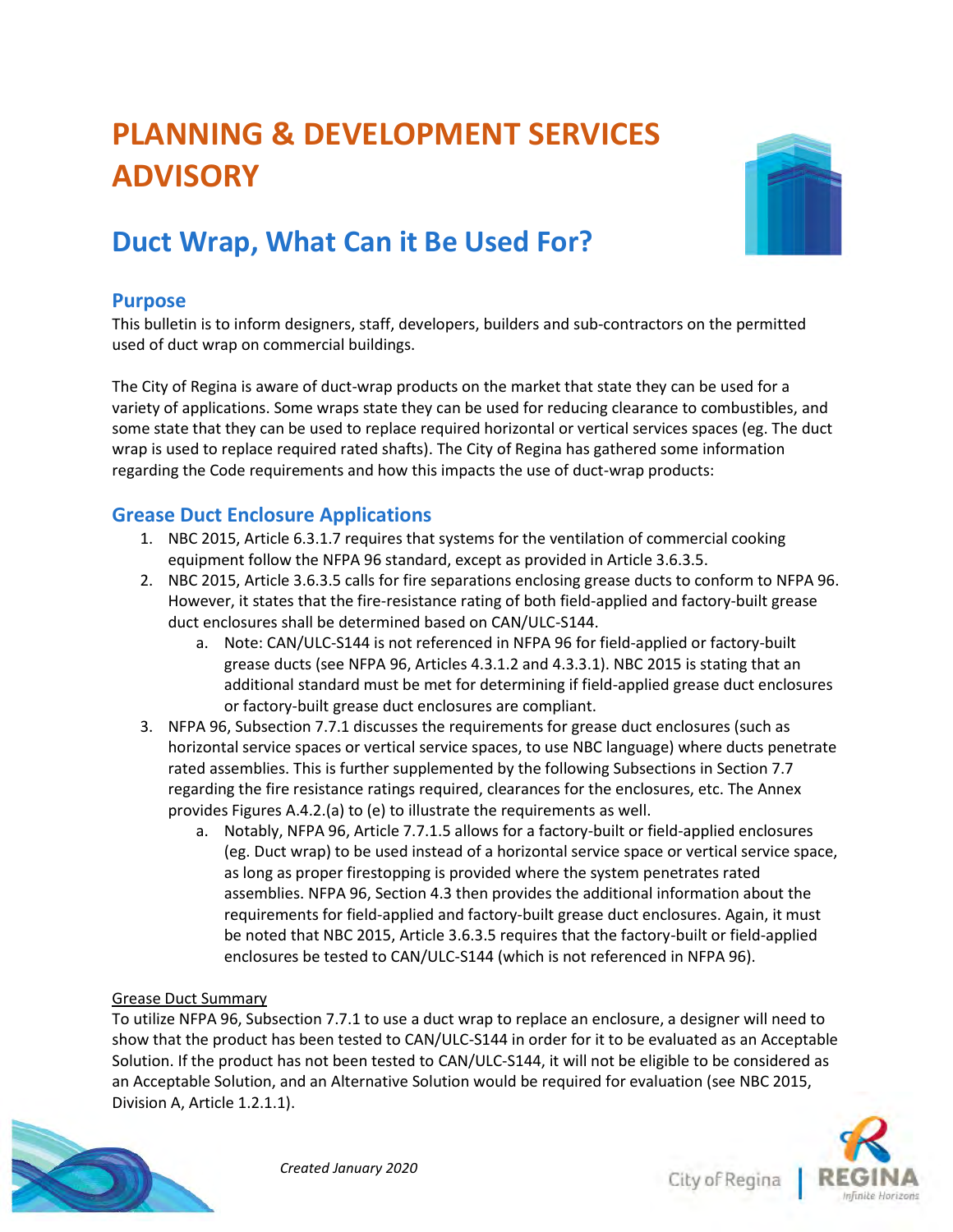# PLANNING & DEVELOPMENT SERVICES ADVISORY

## Duct Wrap, What Can it Be Used For?

### Purpose

This bulletin is to inform designers, staff, developers, builders and sub-contractors on the permitted used of duct wrap on commercial buildings.

The City of Regina is aware of duct-wrap products on the market that state they can be used for a variety of applications. Some wraps state they can be used for reducing clearance to combustibles, and some state that they can be used to replace required horizontal or vertical services spaces (eg. The duct wrap is used to replace required rated shafts). The City of Regina has gathered some information regarding the Code requirements and how this impacts the use of duct-wrap products:

### Grease Duct Enclosure Applications

1. NBC 2015, Article 6.3.1.7 requires that systems for the ventilation of commercial cooking equipment follow the NFPA 96 standard, except as provided in Article 3.6.3.5.
2. NBC 2015, Article 3.6.3.5 calls for fire separations enclosing grease ducts to conform to NFPA 96. However, it states that the fire-resistance rating of both field-applied and factory-built grease duct enclosures shall be determined based on CAN/ULC-S144.
   a. Note: CAN/ULC-S144 is not referenced in NFPA 96 for field-applied or factory-built grease ducts (see NFPA 96, Articles 4.3.1.2 and 4.3.3.1). NBC 2015 is stating that an additional standard must be met for determining if field-applied grease duct enclosures or factory-built grease duct enclosures are compliant.
3. NFPA 96, Subsection 7.7.1 discusses the requirements for grease duct enclosures (such as horizontal service spaces or vertical service spaces, to use NBC language) where ducts penetrate rated assemblies. This is further supplemented by the following Subsections in Section 7.7 regarding the fire resistance ratings required, clearances for the enclosures, etc. The Annex provides Figures A.4.2.(a) to (e) to illustrate the requirements as well.
   a. Notably, NFPA 96, Article 7.7.1.5 allows for a factory-built or field-applied enclosures (eg. Duct wrap) to be used instead of a horizontal service space or vertical service space, as long as proper firestopping is provided where the system penetrates rated assemblies. NFPA 96, Section 4.3 then provides the additional information about the requirements for field-applied and factory-built grease duct enclosures. Again, it must be noted that NBC 2015, Article 3.6.3.5 requires that the factory-built or field-applied enclosures be tested to CAN/ULC-S144 (which is not referenced in NFPA 96).

<u>Grease Duct Summary</u>

To utilize NFPA 96, Subsection 7.7.1 to use a duct wrap to replace an enclosure, a designer will need to show that the product has been tested to CAN/ULC-S144 in order for it to be evaluated as an Acceptable Solution. If the product has not been tested to CAN/ULC-S144, it will not be eligible to be considered as an Acceptable Solution, and an Alternative Solution would be required for evaluation (see NBC 2015, Division A, Article 1.2.1.1).

*Created January 2020*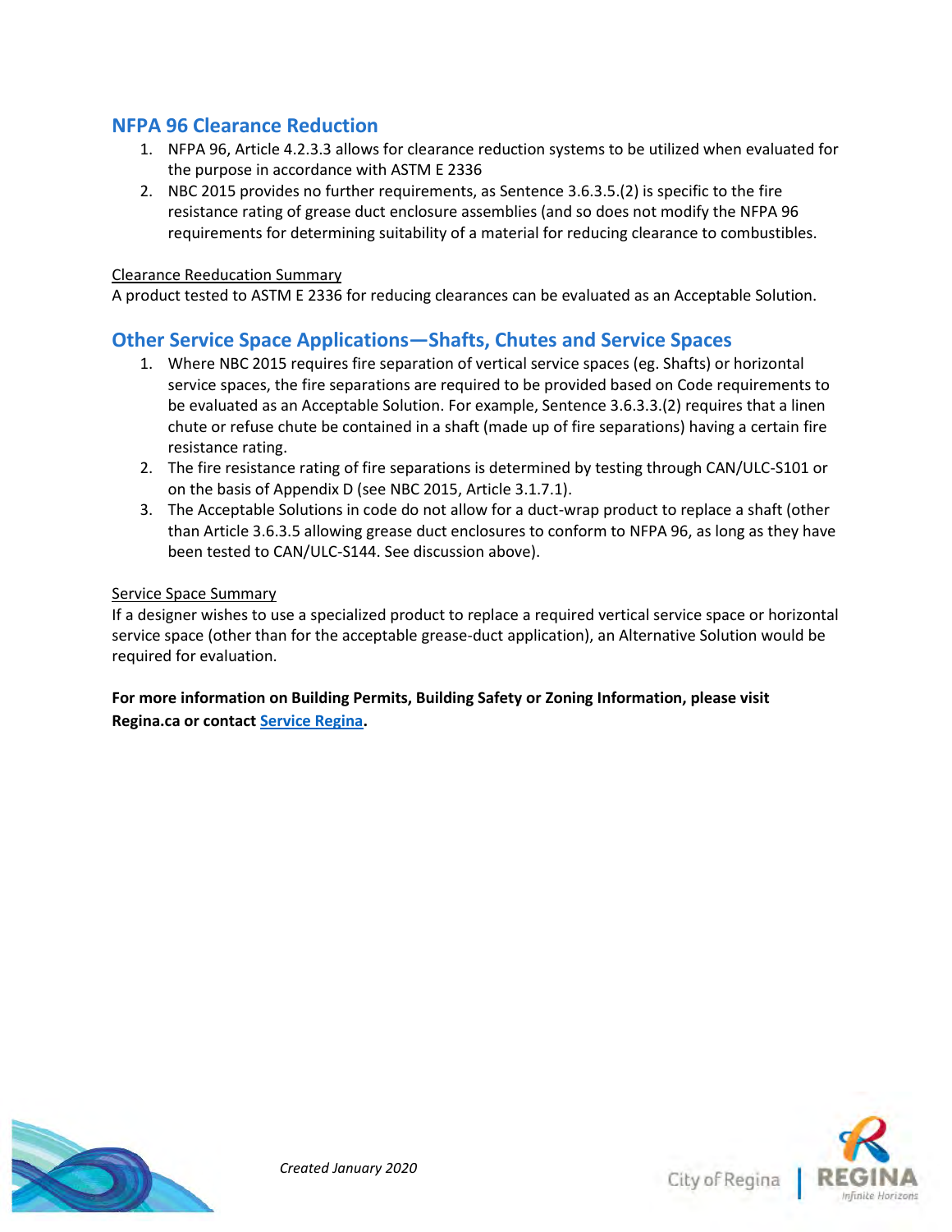## NFPA 96 Clearance Reduction

1. NFPA 96, Article 4.2.3.3 allows for clearance reduction systems to be utilized when evaluated for the purpose in accordance with ASTM E 2336
2. NBC 2015 provides no further requirements, as Sentence 3.6.3.5.(2) is specific to the fire resistance rating of grease duct enclosure assemblies (and so does not modify the NFPA 96 requirements for determining suitability of a material for reducing clearance to combustibles.

<u>Clearance Reeducation Summary</u>

A product tested to ASTM E 2336 for reducing clearances can be evaluated as an Acceptable Solution.

## Other Service Space Applications—Shafts, Chutes and Service Spaces

1. Where NBC 2015 requires fire separation of vertical service spaces (eg. Shafts) or horizontal service spaces, the fire separations are required to be provided based on Code requirements to be evaluated as an Acceptable Solution. For example, Sentence 3.6.3.3.(2) requires that a linen chute or refuse chute be contained in a shaft (made up of fire separations) having a certain fire resistance rating.
2. The fire resistance rating of fire separations is determined by testing through CAN/ULC-S101 or on the basis of Appendix D (see NBC 2015, Article 3.1.7.1).
3. The Acceptable Solutions in code do not allow for a duct-wrap product to replace a shaft (other than Article 3.6.3.5 allowing grease duct enclosures to conform to NFPA 96, as long as they have been tested to CAN/ULC-S144. See discussion above).

<u>Service Space Summary</u>

If a designer wishes to use a specialized product to replace a required vertical service space or horizontal service space (other than for the acceptable grease-duct application), an Alternative Solution would be required for evaluation.

**For more information on Building Permits, Building Safety or Zoning Information, please visit Regina.ca or contact [Service Regina](Service Regina).**

*Created January 2020*